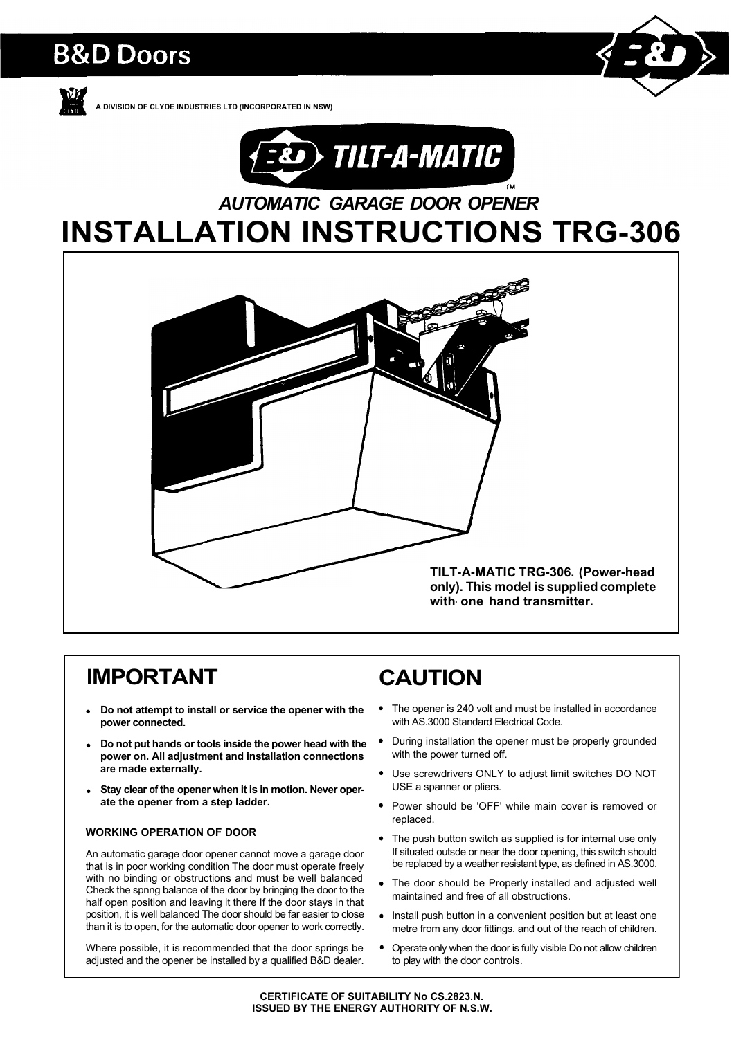# B&D Doors

A DIVISION OF CLYDE INDUSTRIES LTD (INCORPORATED IN NSW)

B&D TILT-A-MATIC™

*AUTOMATIC GARAGE DOOR OPENER*

# INSTALLATION INSTRUCTIONS TRG-306

**TILT-A-MATIC TRG-306. (Power-head only). This model is supplied complete with· one hand transmitter.**

## IMPORTANT

- **Do not attempt to install or service the opener with the power connected.**
- **Do not put hands or tools inside the power head with the power on. All adjustment and installation connections are made externally.**
- **Stay clear of the opener when it is in motion. Never operate the opener from a step ladder.**

### WORKING OPERATION OF DOOR

An automatic garage door opener cannot move a garage door that is in poor working condition The door must operate freely with no binding or obstructions and must be well balanced Check the spnng balance of the door by bringing the door to the half open position and leaving it there If the door stays in that position, it is well balanced The door should be far easier to close than it is to open, for the automatic door opener to work correctly.

Where possible, it is recommended that the door springs be adjusted and the opener be installed by a qualified B&D dealer.

## CAUTION

- The opener is 240 volt and must be installed in accordance with AS.3000 Standard Electrical Code.
- During installation the opener must be properly grounded with the power turned off.
- Use screwdrivers ONLY to adjust limit switches DO NOT USE a spanner or pliers.
- Power should be 'OFF' while main cover is removed or replaced.
- The push button switch as supplied is for internal use only If situated outsde or near the door opening, this switch should be replaced by a weather resistant type, as defined in AS.3000.
- The door should be Properly installed and adjusted well maintained and free of all obstructions.
- Install push button in a convenient position but at least one metre from any door fittings. and out of the reach of children.
- Operate only when the door is fully visible Do not allow children to play with the door controls.

**CERTIFICATE OF SUITABILITY No CS.2823.N.**
**ISSUED BY THE ENERGY AUTHORITY OF N.S.W.**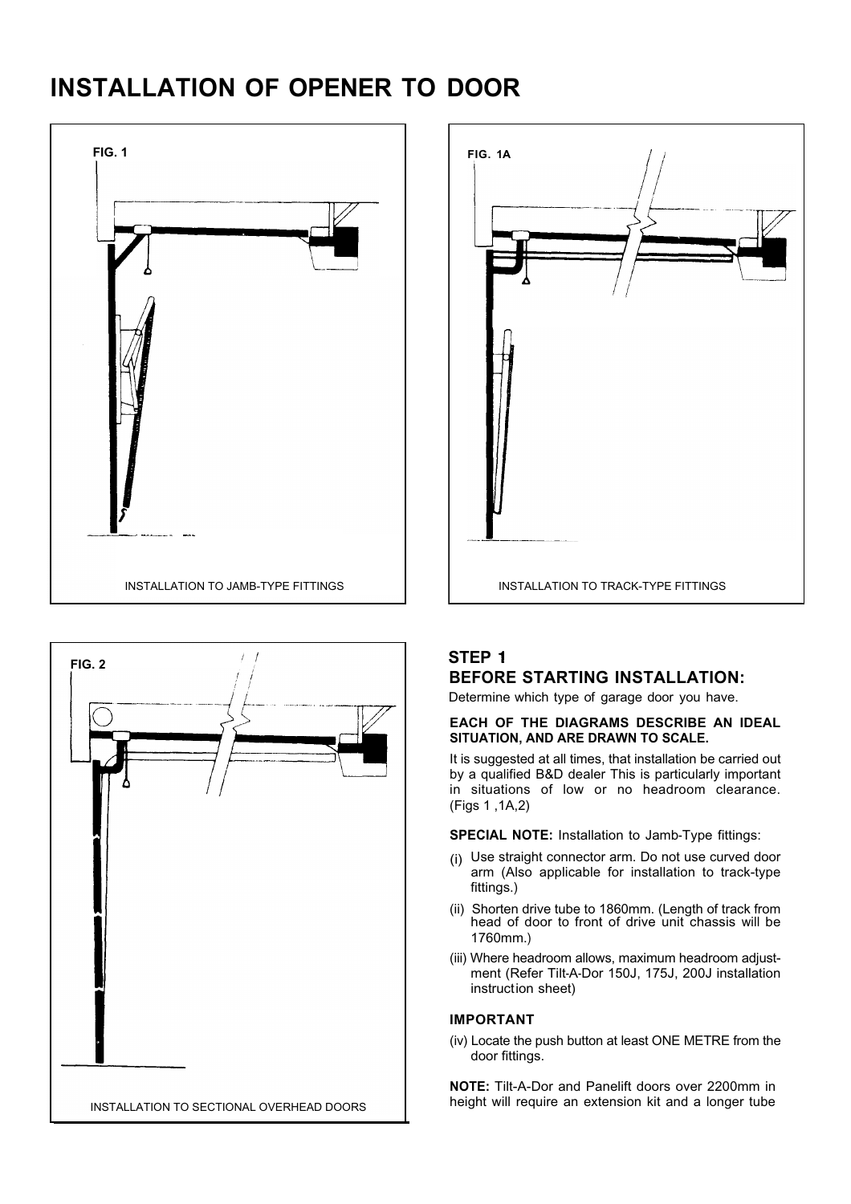# INSTALLATION OF OPENER TO DOOR

FIG. 1

INSTALLATION TO JAMB-TYPE FITTINGS

FIG. 1A

INSTALLATION TO TRACK-TYPE FITTINGS

FIG. 2

INSTALLATION TO SECTIONAL OVERHEAD DOORS

## STEP 1
## BEFORE STARTING INSTALLATION:

Determine which type of garage door you have.

**EACH OF THE DIAGRAMS DESCRIBE AN IDEAL SITUATION, AND ARE DRAWN TO SCALE.**

It is suggested at all times, that installation be carried out by a qualified B&D dealer This is particularly important in situations of low or no headroom clearance. (Figs 1 ,1A,2)

**SPECIAL NOTE:** Installation to Jamb-Type fittings:

(i) Use straight connector arm. Do not use curved door arm (Also applicable for installation to track-type fittings.)

(ii) Shorten drive tube to 1860mm. (Length of track from head of door to front of drive unit chassis will be 1760mm.)

(iii) Where headroom allows, maximum headroom adjustment (Refer Tilt-A-Dor 150J, 175J, 200J installation instruction sheet)

### IMPORTANT

(iv) Locate the push button at least ONE METRE from the door fittings.

**NOTE:** Tilt-A-Dor and Panelift doors over 2200mm in height will require an extension kit and a longer tube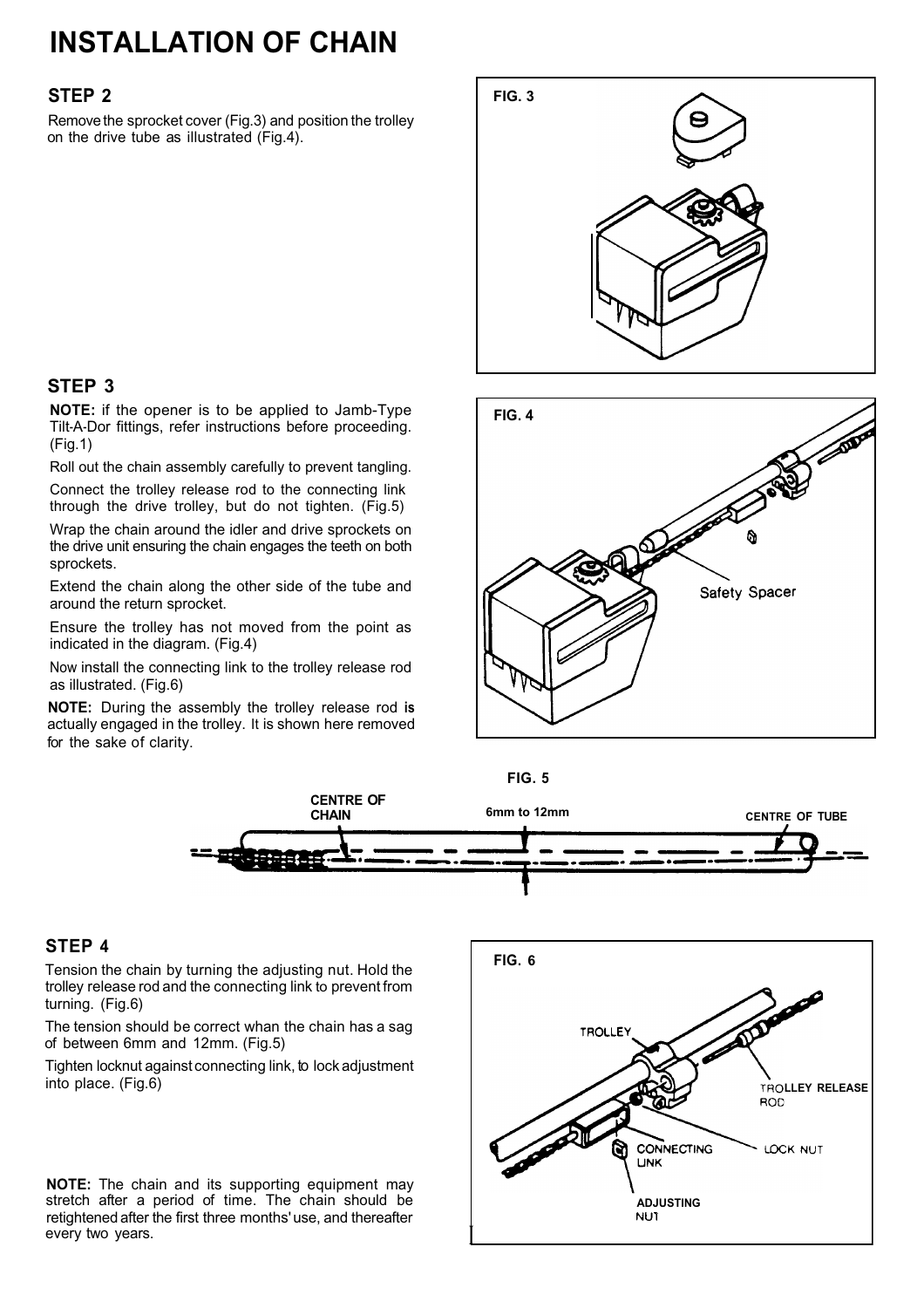# INSTALLATION OF CHAIN

## STEP 2

Remove the sprocket cover (Fig.3) and position the trolley on the drive tube as illustrated (Fig.4).

FIG. 3

## STEP 3

**NOTE:** if the opener is to be applied to Jamb-Type Tilt-A-Dor fittings, refer instructions before proceeding. (Fig.1)

Roll out the chain assembly carefully to prevent tangling.

Connect the trolley release rod to the connecting link through the drive trolley, but do not tighten. (Fig.5)

Wrap the chain around the idler and drive sprockets on the drive unit ensuring the chain engages the teeth on both sprockets.

Extend the chain along the other side of the tube and around the return sprocket.

Ensure the trolley has not moved from the point as indicated in the diagram. (Fig.4)

Now install the connecting link to the trolley release rod as illustrated. (Fig.6)

**NOTE:** During the assembly the trolley release rod **is** actually engaged in the trolley. It is shown here removed for the sake of clarity.

FIG. 4

Safety Spacer

FIG. 5

CENTRE OF CHAIN — 6mm to 12mm — CENTRE OF TUBE

## STEP 4

Tension the chain by turning the adjusting nut. Hold the trolley release rod and the connecting link to prevent from turning. (Fig.6)

The tension should be correct whan the chain has a sag of between 6mm and 12mm. (Fig.5)

Tighten locknut against connecting link, to lock adjustment into place. (Fig.6)

**NOTE:** The chain and its supporting equipment may stretch after a period of time. The chain should be retightened after the first three months' use, and thereafter every two years.

FIG. 6

TROLLEY, TROLLEY RELEASE ROD, CONNECTING LINK, LOCK NUT, ADJUSTING NUT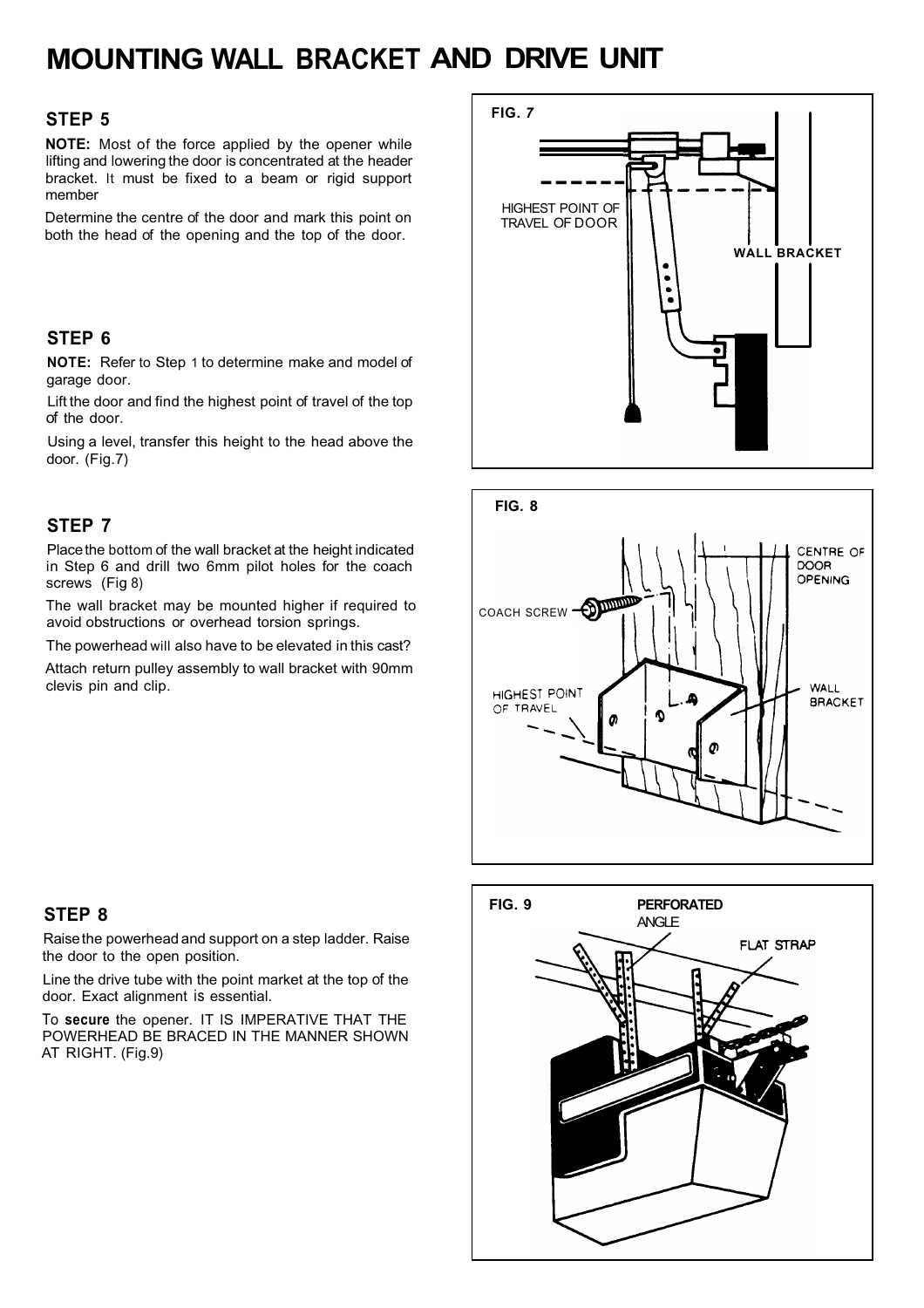# MOUNTING WALL BRACKET AND DRIVE UNIT

### STEP 5

**NOTE:** Most of the force applied by the opener while lifting and lowering the door is concentrated at the header bracket. It must be fixed to a beam or rigid support member

Determine the centre of the door and mark this point on both the head of the opening and the top of the door.

### STEP 6

**NOTE:** Refer to Step 1 to determine make and model of garage door.

Lift the door and find the highest point of travel of the top of the door.

Using a level, transfer this height to the head above the door. (Fig.7)

### STEP 7

Place the bottom of the wall bracket at the height indicated in Step 6 and drill two 6mm pilot holes for the coach screws (Fig 8)

The wall bracket may be mounted higher if required to avoid obstructions or overhead torsion springs.

The powerhead will also have to be elevated in this cast?

Attach return pulley assembly to wall bracket with 90mm clevis pin and clip.

**FIG. 7**

HIGHEST POINT OF TRAVEL OF DOOR

WALL BRACKET

**FIG. 8**

CENTRE OF DOOR OPENING

COACH SCREW

HIGHEST POINT OF TRAVEL

WALL BRACKET

### STEP 8

Raise the powerhead and support on a step ladder. Raise the door to the open position.

Line the drive tube with the point market at the top of the door. Exact alignment is essential.

To **secure** the opener. IT IS IMPERATIVE THAT THE POWERHEAD BE BRACED IN THE MANNER SHOWN AT RIGHT. (Fig.9)

**FIG. 9**

PERFORATED ANGLE

FLAT STRAP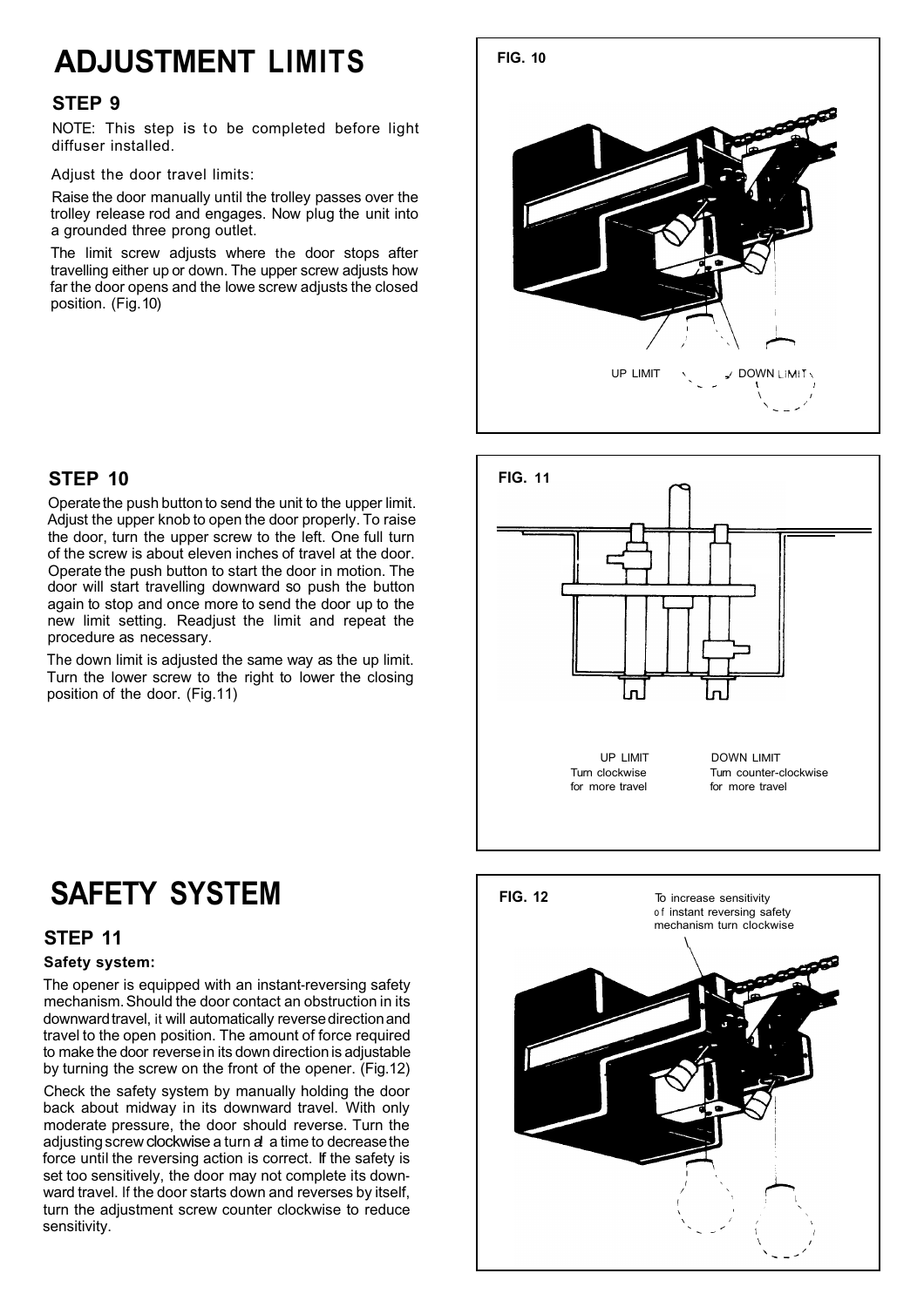# ADJUSTMENT LIMITS

## STEP 9

NOTE: This step is to be completed before light diffuser installed.

Adjust the door travel limits:

Raise the door manually until the trolley passes over the trolley release rod and engages. Now plug the unit into a grounded three prong outlet.

The limit screw adjusts where the door stops after travelling either up or down. The upper screw adjusts how far the door opens and the lowe screw adjusts the closed position. (Fig.10)

**FIG. 10**

UP LIMIT DOWN LIMIT

## STEP 10

Operate the push button to send the unit to the upper limit. Adjust the upper knob to open the door properly. To raise the door, turn the upper screw to the left. One full turn of the screw is about eleven inches of travel at the door. Operate the push button to start the door in motion. The door will start travelling downward so push the button again to stop and once more to send the door up to the new limit setting. Readjust the limit and repeat the procedure as necessary.

The down limit is adjusted the same way as the up limit. Turn the lower screw to the right to lower the closing position of the door. (Fig.11)

**FIG. 11**

UP LIMIT
Turn clockwise for more travel

DOWN LIMIT
Turn counter-clockwise for more travel

# SAFETY SYSTEM

## STEP 11

**Safety system:**

The opener is equipped with an instant-reversing safety mechanism. Should the door contact an obstruction in its downward travel, it will automatically reverse direction and travel to the open position. The amount of force required to make the door reverse in its down direction is adjustable by turning the screw on the front of the opener. (Fig.12)

Check the safety system by manually holding the door back about midway in its downward travel. With only moderate pressure, the door should reverse. Turn the adjusting screw clockwise a turn at a time to decrease the force until the reversing action is correct. If the safety is set too sensitively, the door may not complete its downward travel. If the door starts down and reverses by itself, turn the adjustment screw counter clockwise to reduce sensitivity.

**FIG. 12**

To increase sensitivity of instant reversing safety mechanism turn clockwise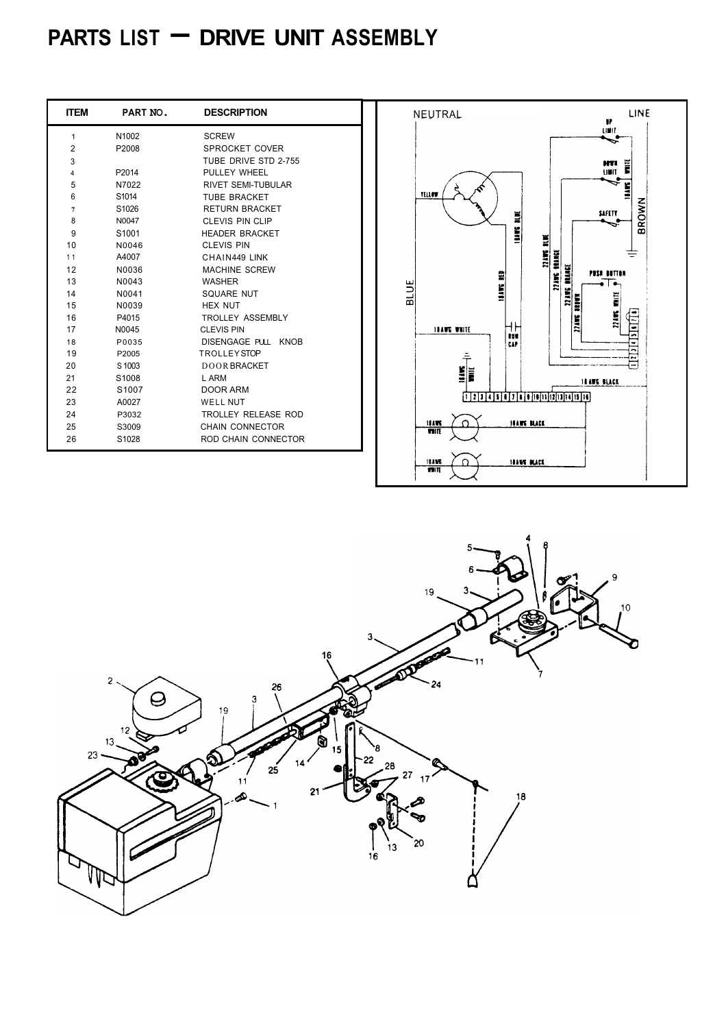# PARTS LIST – DRIVE UNIT ASSEMBLY

| ITEM | PART NO. | DESCRIPTION |
| --- | --- | --- |
| 1 | N1002 | SCREW |
| 2 | P2008 | SPROCKET COVER |
| 3 | | TUBE DRIVE STD 2-755 |
| 4 | P2014 | PULLEY WHEEL |
| 5 | N7022 | RIVET SEMI-TUBULAR |
| 6 | S1014 | TUBE BRACKET |
| 7 | S1026 | RETURN BRACKET |
| 8 | N0047 | CLEVIS PIN CLIP |
| 9 | S1001 | HEADER BRACKET |
| 10 | N0046 | CLEVIS PIN |
| 11 | A4007 | CHAIN449 LINK |
| 12 | N0036 | MACHINE SCREW |
| 13 | N0043 | WASHER |
| 14 | N0041 | SQUARE NUT |
| 15 | N0039 | HEX NUT |
| 16 | P4015 | TROLLEY ASSEMBLY |
| 17 | N0045 | CLEVIS PIN |
| 18 | P0035 | DISENGAGE PULL KNOB |
| 19 | P2005 | TROLLEY STOP |
| 20 | S1003 | DOOR BRACKET |
| 21 | S1008 | L ARM |
| 22 | S1007 | DOOR ARM |
| 23 | A0027 | WELL NUT |
| 24 | P3032 | TROLLEY RELEASE ROD |
| 25 | S3009 | CHAIN CONNECTOR |
| 26 | S1028 | ROD CHAIN CONNECTOR |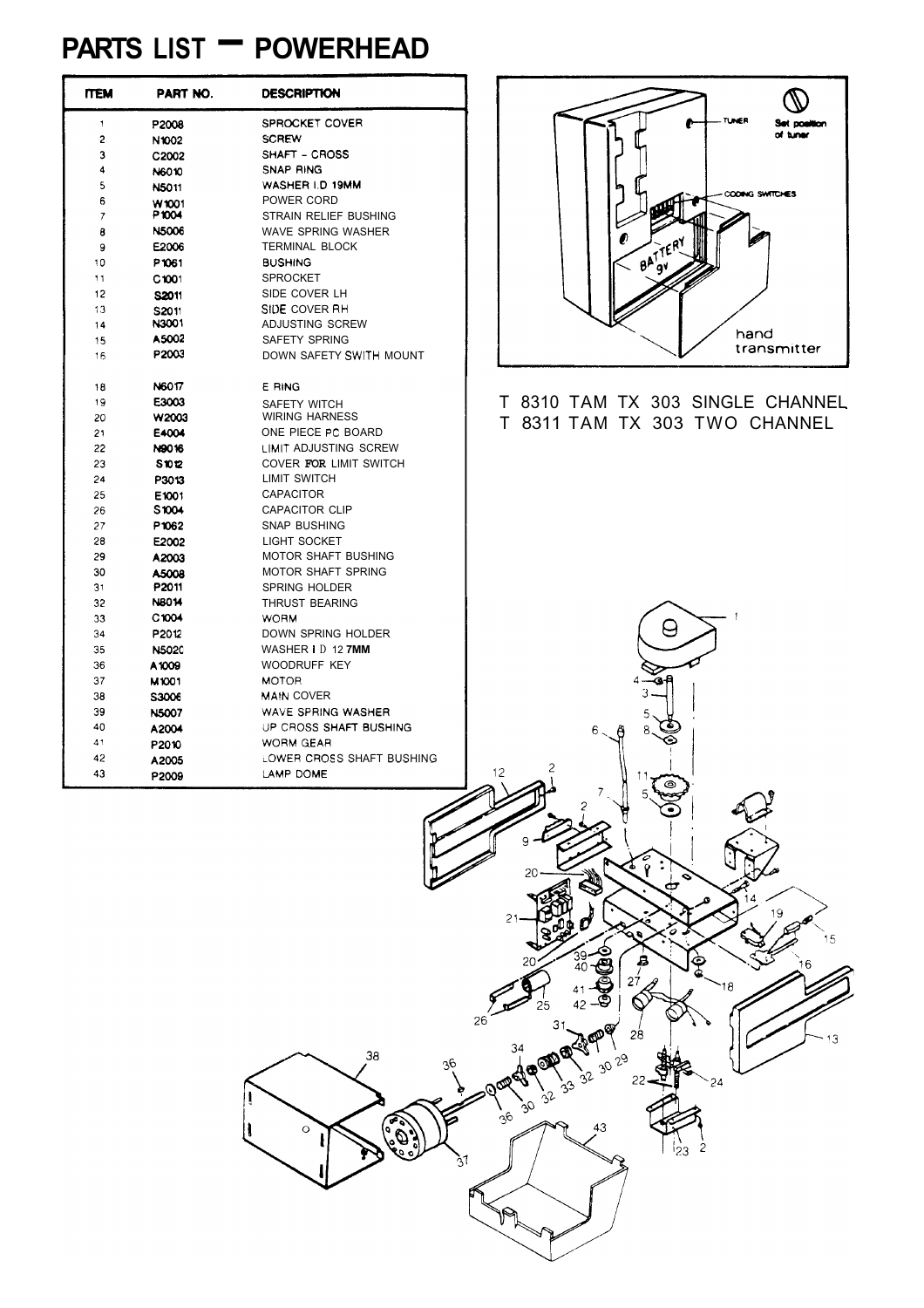# PARTS LIST — POWERHEAD

| ITEM | PART NO. | DESCRIPTION |
|---|---|---|
| 1 | P2008 | SPROCKET COVER |
| 2 | N1002 | SCREW |
| 3 | C2002 | SHAFT - CROSS |
| 4 | N6010 | SNAP RING |
| 5 | N5011 | WASHER I.D 19MM |
| 6 | W1001 | POWER CORD |
| 7 | P1004 | STRAIN RELIEF BUSHING |
| 8 | N5006 | WAVE SPRING WASHER |
| 9 | E2006 | TERMINAL BLOCK |
| 10 | P1061 | BUSHING |
| 11 | C1001 | SPROCKET |
| 12 | S2011 | SIDE COVER LH |
| 13 | S2011 | SIDE COVER RH |
| 14 | N3001 | ADJUSTING SCREW |
| 15 | A5002 | SAFETY SPRING |
| 16 | P2003 | DOWN SAFETY SWITH MOUNT |
| 18 | N6017 | E RING |
| 19 | E3003 | SAFETY WITCH |
| 20 | W2003 | WIRING HARNESS |
| 21 | E4004 | ONE PIECE PC BOARD |
| 22 | N9016 | LIMIT ADJUSTING SCREW |
| 23 | S1012 | COVER FOR LIMIT SWITCH |
| 24 | P3013 | LIMIT SWITCH |
| 25 | E1001 | CAPACITOR |
| 26 | S1004 | CAPACITOR CLIP |
| 27 | P1062 | SNAP BUSHING |
| 28 | E2002 | LIGHT SOCKET |
| 29 | A2003 | MOTOR SHAFT BUSHING |
| 30 | A5008 | MOTOR SHAFT SPRING |
| 31 | P2011 | SPRING HOLDER |
| 32 | N8014 | THRUST BEARING |
| 33 | C1004 | WORM |
| 34 | P2012 | DOWN SPRING HOLDER |
| 35 | N5020 | WASHER I D 12 7MM |
| 36 | A1009 | WOODRUFF KEY |
| 37 | M1001 | MOTOR |
| 38 | S3006 | MAIN COVER |
| 39 | N5007 | WAVE SPRING WASHER |
| 40 | A2004 | UP CROSS SHAFT BUSHING |
| 41 | P2010 | WORM GEAR |
| 42 | A2005 | LOWER CROSS SHAFT BUSHING |
| 43 | P2009 | LAMP DOME |

TUNER — Set position of tuner

CODING SWITCHES

BATTERY 9V

hand transmitter

T 8310 TAM TX 303 SINGLE CHANNEL
T 8311 TAM TX 303 TWO CHANNEL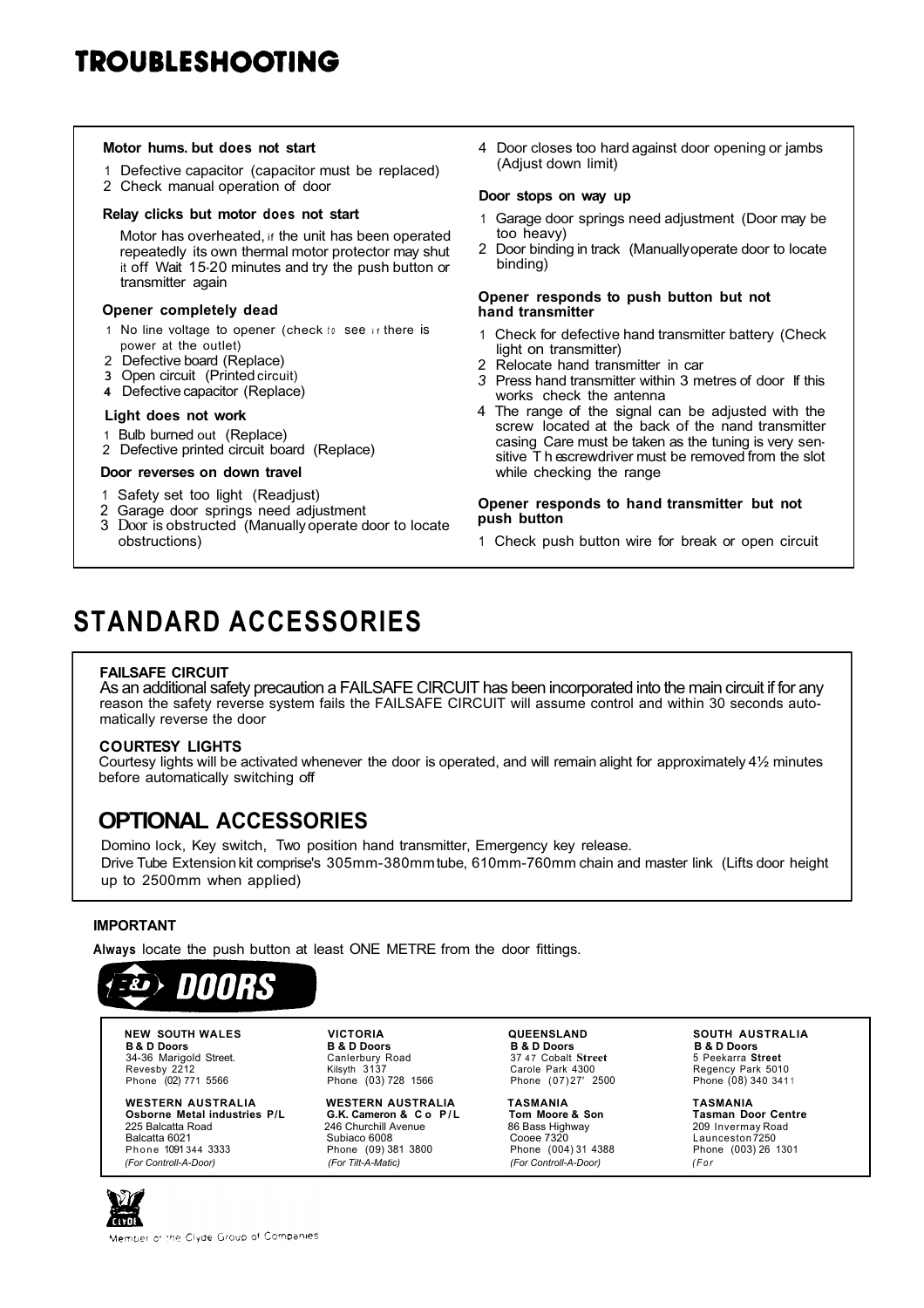# TROUBLESHOOTING

**Motor hums. but does not start**

1 Defective capacitor (capacitor must be replaced)
2 Check manual operation of door

**Relay clicks but motor does not start**

Motor has overheated, if the unit has been operated repeatedly its own thermal motor protector may shut it off Wait 15-20 minutes and try the push button or transmitter again

**Opener completely dead**

1 No line voltage to opener (check to see if there is power at the outlet)
2 Defective board (Replace)
3 Open circuit (Printed circuit)
4 Defective capacitor (Replace)

**Light does not work**

1 Bulb burned out (Replace)
2 Defective printed circuit board (Replace)

**Door reverses on down travel**

1 Safety set too light (Readjust)
2 Garage door springs need adjustment
3 Door is obstructed (Manually operate door to locate obstructions)
4 Door closes too hard against door opening or jambs (Adjust down limit)

**Door stops on way up**

1 Garage door springs need adjustment (Door may be too heavy)
2 Door binding in track (Manually operate door to locate binding)

**Opener responds to push button but not hand transmitter**

1 Check for defective hand transmitter battery (Check light on transmitter)
2 Relocate hand transmitter in car
3 Press hand transmitter within 3 metres of door If this works check the antenna
4 The range of the signal can be adjusted with the screw located at the back of the nand transmitter casing Care must be taken as the tuning is very sensitive T h escrewdriver must be removed from the slot while checking the range

**Opener responds to hand transmitter but not push button**

1 Check push button wire for break or open circuit

# STANDARD ACCESSORIES

**FAILSAFE CIRCUIT**
As an additional safety precaution a FAILSAFE CIRCUIT has been incorporated into the main circuit if for any reason the safety reverse system fails the FAILSAFE CIRCUIT will assume control and within 30 seconds automatically reverse the door

**COURTESY LIGHTS**
Courtesy lights will be activated whenever the door is operated, and will remain alight for approximately 4½ minutes before automatically switching off

## OPTIONAL ACCESSORIES

Domino lock, Key switch, Two position hand transmitter, Emergency key release.
Drive Tube Extension kit comprise's 305mm-380mm tube, 610mm-760mm chain and master link (Lifts door height up to 2500mm when applied)

**IMPORTANT**

**Always** locate the push button at least ONE METRE from the door fittings.

B&D DOORS

**NEW SOUTH WALES**
**B & D Doors**
34-36 Marigold Street.
Revesby 2212
Phone (02) 771 5566

**VICTORIA**
**B & D Doors**
Canlerbury Road
Kilsyth 3137
Phone (03) 728 1566

**QUEENSLAND**
**B & D Doors**
37 47 Cobalt Street
Carole Park 4300
Phone (07)27' 2500

**SOUTH AUSTRALIA**
**B & D Doors**
5 Peekarra Street
Regency Park 5010
Phone (08) 340 3411

**WESTERN AUSTRALIA**
**Osborne Metal industries P/L**
225 Balcatta Road
Balcatta 6021
Phone 1091 344 3333
*(For Controll-A-Door)*

**WESTERN AUSTRALIA**
**G.K. Cameron & Co P/L**
246 Churchill Avenue
Subiaco 6008
Phone (09) 381 3800
*(For Tilt-A-Matic)*

**TASMANIA**
**Tom Moore & Son**
86 Bass Highway
Cooee 7320
Phone (004) 31 4388
*(For Controll-A-Door)*

**TASMANIA**
**Tasman Door Centre**
209 Invermay Road
Launceston 7250
Phone (003) 26 1301
*(For*

Member of the Clyde Group of Companies